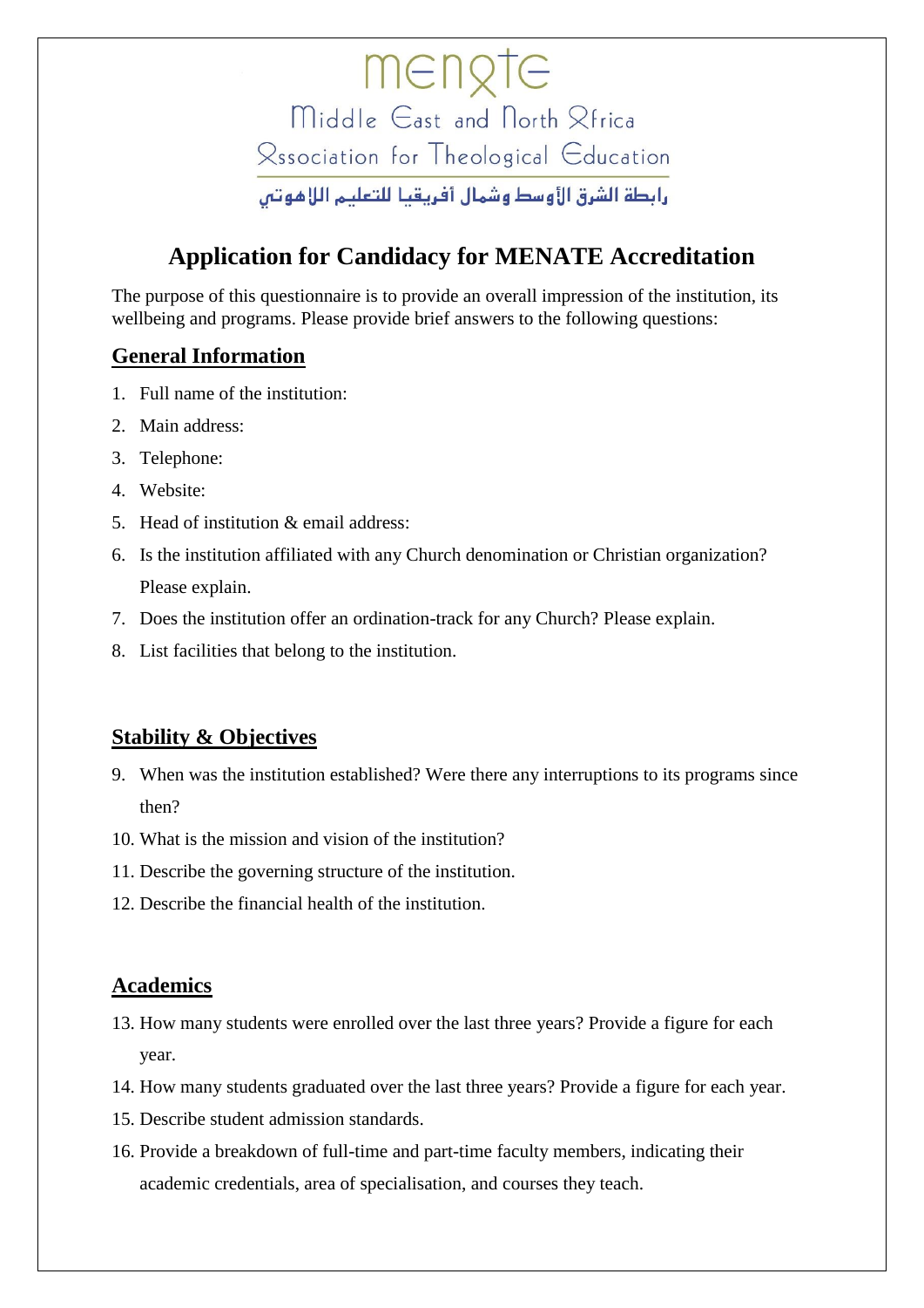menate

Middle East and North Africa
Association for Theological Education

رابطة الشرق الأوسط وشمال أفريقيا للتعليم اللاهوتي

# Application for Candidacy for MENATE Accreditation

The purpose of this questionnaire is to provide an overall impression of the institution, its wellbeing and programs. Please provide brief answers to the following questions:

## General Information

1. Full name of the institution:
2. Main address:
3. Telephone:
4. Website:
5. Head of institution & email address:
6. Is the institution affiliated with any Church denomination or Christian organization? Please explain.
7. Does the institution offer an ordination-track for any Church? Please explain.
8. List facilities that belong to the institution.

## Stability & Objectives

9. When was the institution established? Were there any interruptions to its programs since then?
10. What is the mission and vision of the institution?
11. Describe the governing structure of the institution.
12. Describe the financial health of the institution.

## Academics

13. How many students were enrolled over the last three years? Provide a figure for each year.
14. How many students graduated over the last three years? Provide a figure for each year.
15. Describe student admission standards.
16. Provide a breakdown of full-time and part-time faculty members, indicating their academic credentials, area of specialisation, and courses they teach.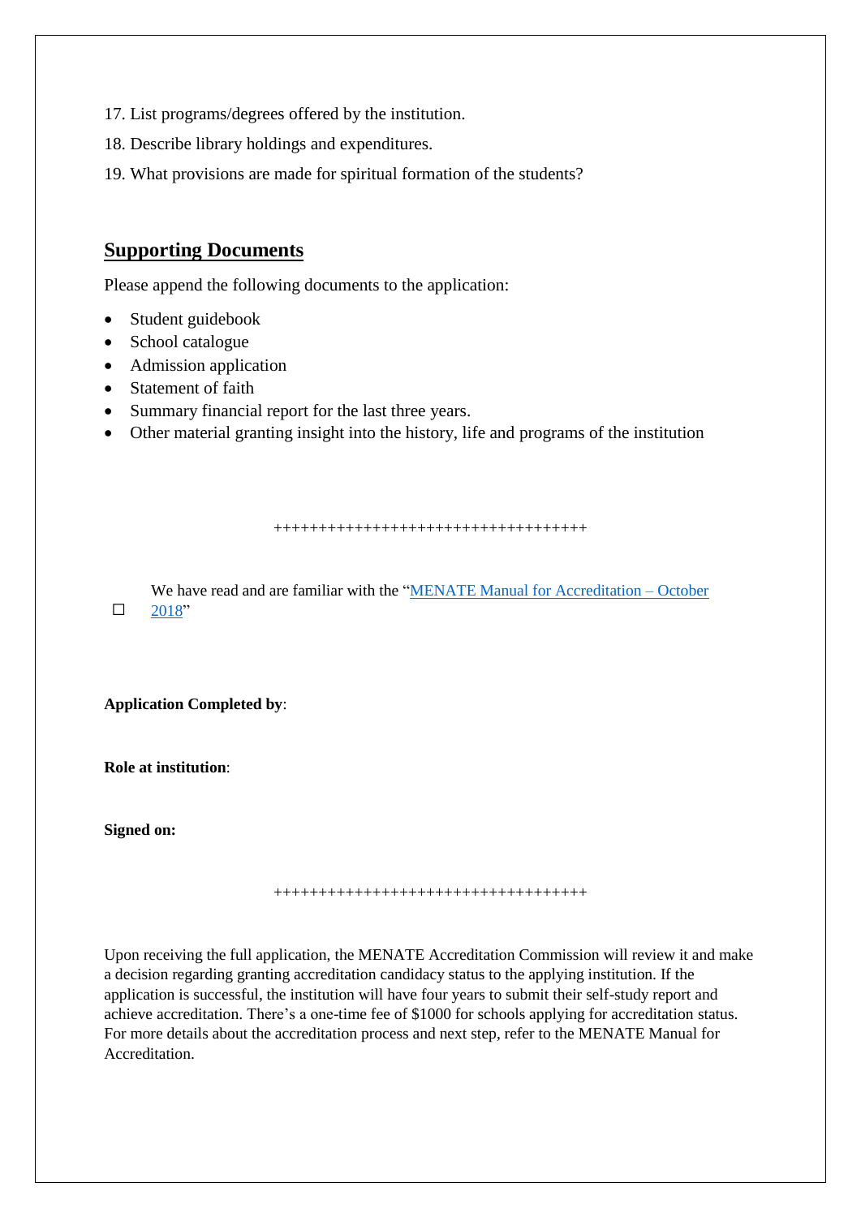17. List programs/degrees offered by the institution.
18. Describe library holdings and expenditures.
19. What provisions are made for spiritual formation of the students?

## Supporting Documents

Please append the following documents to the application:

- Student guidebook
- School catalogue
- Admission application
- Statement of faith
- Summary financial report for the last three years.
- Other material granting insight into the history, life and programs of the institution

+++++++++++++++++++++++++++++++++++

☐ We have read and are familiar with the "MENATE Manual for Accreditation – October 2018"

**Application Completed by**:

**Role at institution**:

**Signed on:**

+++++++++++++++++++++++++++++++++++

Upon receiving the full application, the MENATE Accreditation Commission will review it and make a decision regarding granting accreditation candidacy status to the applying institution. If the application is successful, the institution will have four years to submit their self-study report and achieve accreditation. There's a one-time fee of $1000 for schools applying for accreditation status. For more details about the accreditation process and next step, refer to the MENATE Manual for Accreditation.